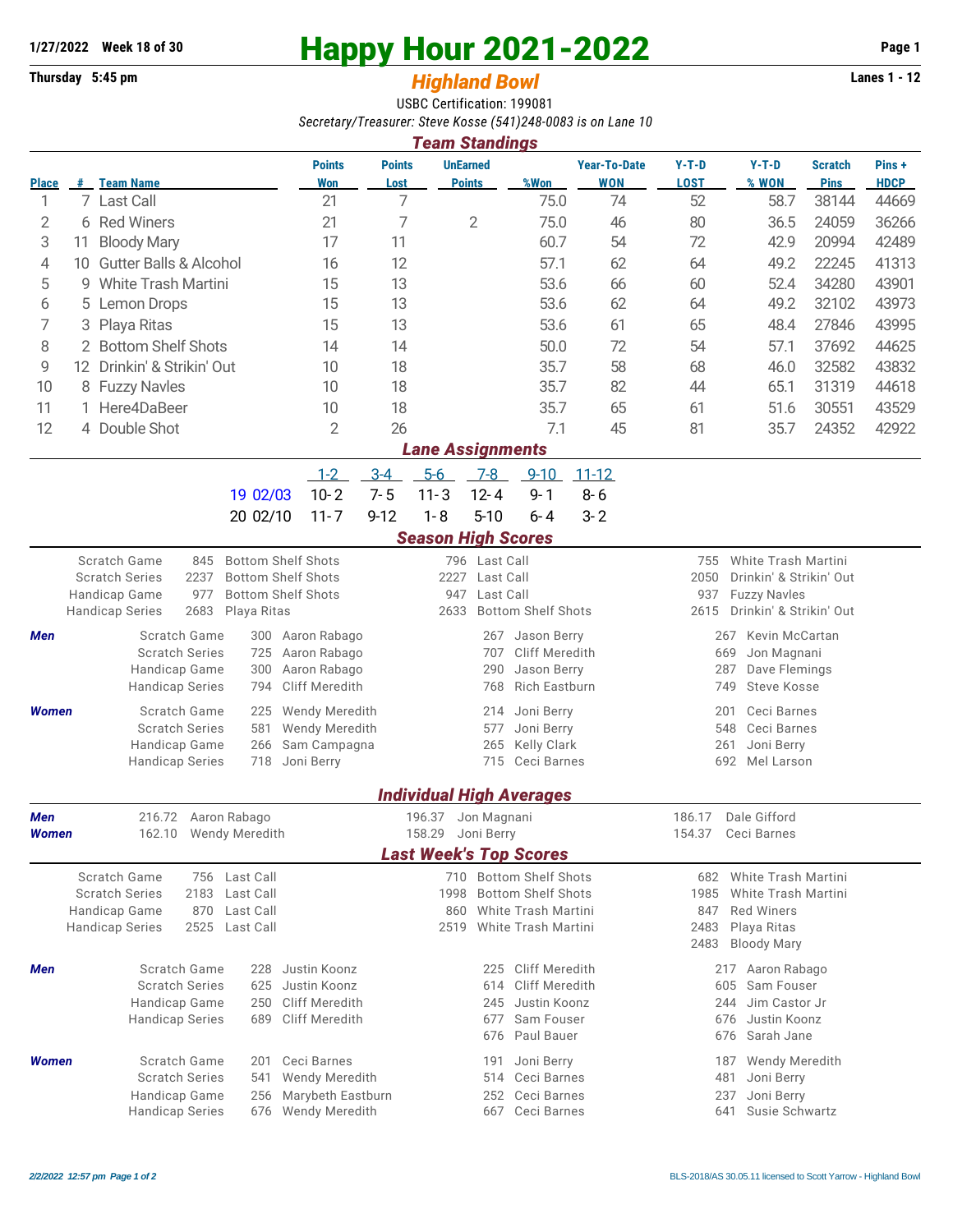1/27/2022 Week 18 of 30

Thursday 5:45 pm

# Happy Hour 2021-2022

## *Highland Bowl*

Lanes 1 - 12

USBC Certification: 199081

*Secretary/Treasurer: Steve Kosse (541)248-0083 is on Lane 10*

## *Team Standings*

| Place | # | Team Name | Points Won | Points Lost | UnEarned Points | %Won | Year-To-Date WON | Y-T-D LOST | Y-T-D % WON | Scratch Pins | Pins + HDCP |
|---|---|---|---|---|---|---|---|---|---|---|---|
| 1 | 7 | Last Call | 21 | 7 | | 75.0 | 74 | 52 | 58.7 | 38144 | 44669 |
| 2 | 6 | Red Winers | 21 | 7 | 2 | 75.0 | 46 | 80 | 36.5 | 24059 | 36266 |
| 3 | 11 | Bloody Mary | 17 | 11 | | 60.7 | 54 | 72 | 42.9 | 20994 | 42489 |
| 4 | 10 | Gutter Balls & Alcohol | 16 | 12 | | 57.1 | 62 | 64 | 49.2 | 22245 | 41313 |
| 5 | 9 | White Trash Martini | 15 | 13 | | 53.6 | 66 | 60 | 52.4 | 34280 | 43901 |
| 6 | 5 | Lemon Drops | 15 | 13 | | 53.6 | 62 | 64 | 49.2 | 32102 | 43973 |
| 7 | 3 | Playa Ritas | 15 | 13 | | 53.6 | 61 | 65 | 48.4 | 27846 | 43995 |
| 8 | 2 | Bottom Shelf Shots | 14 | 14 | | 50.0 | 72 | 54 | 57.1 | 37692 | 44625 |
| 9 | 12 | Drinkin' & Strikin' Out | 10 | 18 | | 35.7 | 58 | 68 | 46.0 | 32582 | 43832 |
| 10 | 8 | Fuzzy Navles | 10 | 18 | | 35.7 | 82 | 44 | 65.1 | 31319 | 44618 |
| 11 | 1 | Here4DaBeer | 10 | 18 | | 35.7 | 65 | 61 | 51.6 | 30551 | 43529 |
| 12 | 4 | Double Shot | 2 | 26 | | 7.1 | 45 | 81 | 35.7 | 24352 | 42922 |

## *Lane Assignments*

| | | 1-2 | 3-4 | 5-6 | 7-8 | 9-10 | 11-12 |
|---|---|---|---|---|---|---|---|
| 19 | 02/03 | 10- 2 | 7- 5 | 11- 3 | 12- 4 | 9- 1 | 8- 6 |
| 20 | 02/10 | 11- 7 | 9-12 | 1- 8 | 5-10 | 6- 4 | 3- 2 |

## *Season High Scores*

| | | | | | | |
|---|---|---|---|---|---|---|
| Scratch Game | 845 | Bottom Shelf Shots | 796 | Last Call | 755 | White Trash Martini |
| Scratch Series | 2237 | Bottom Shelf Shots | 2227 | Last Call | 2050 | Drinkin' & Strikin' Out |
| Handicap Game | 977 | Bottom Shelf Shots | 947 | Last Call | 937 | Fuzzy Navles |
| Handicap Series | 2683 | Playa Ritas | 2633 | Bottom Shelf Shots | 2615 | Drinkin' & Strikin' Out |

| | | | | | | | |
|---|---|---|---|---|---|---|---|
| ***Men*** | Scratch Game | 300 | Aaron Rabago | 267 | Jason Berry | 267 | Kevin McCartan |
| | Scratch Series | 725 | Aaron Rabago | 707 | Cliff Meredith | 669 | Jon Magnani |
| | Handicap Game | 300 | Aaron Rabago | 290 | Jason Berry | 287 | Dave Flemings |
| | Handicap Series | 794 | Cliff Meredith | 768 | Rich Eastburn | 749 | Steve Kosse |
| ***Women*** | Scratch Game | 225 | Wendy Meredith | 214 | Joni Berry | 201 | Ceci Barnes |
| | Scratch Series | 581 | Wendy Meredith | 577 | Joni Berry | 548 | Ceci Barnes |
| | Handicap Game | 266 | Sam Campagna | 265 | Kelly Clark | 261 | Joni Berry |
| | Handicap Series | 718 | Joni Berry | 715 | Ceci Barnes | 692 | Mel Larson |

## *Individual High Averages*

| | | | | | | |
|---|---|---|---|---|---|---|
| ***Men*** | 216.72 | Aaron Rabago | 196.37 | Jon Magnani | 186.17 | Dale Gifford |
| ***Women*** | 162.10 | Wendy Meredith | 158.29 | Joni Berry | 154.37 | Ceci Barnes |

## *Last Week's Top Scores*

| | | | | | | |
|---|---|---|---|---|---|---|
| Scratch Game | 756 | Last Call | 710 | Bottom Shelf Shots | 682 | White Trash Martini |
| Scratch Series | 2183 | Last Call | 1998 | Bottom Shelf Shots | 1985 | White Trash Martini |
| Handicap Game | 870 | Last Call | 860 | White Trash Martini | 847 | Red Winers |
| Handicap Series | 2525 | Last Call | 2519 | White Trash Martini | 2483 | Playa Ritas |
| | | | | | 2483 | Bloody Mary |

| | | | | | | | |
|---|---|---|---|---|---|---|---|
| ***Men*** | Scratch Game | 228 | Justin Koonz | 225 | Cliff Meredith | 217 | Aaron Rabago |
| | Scratch Series | 625 | Justin Koonz | 614 | Cliff Meredith | 605 | Sam Fouser |
| | Handicap Game | 250 | Cliff Meredith | 245 | Justin Koonz | 244 | Jim Castor Jr |
| | Handicap Series | 689 | Cliff Meredith | 677 | Sam Fouser | 676 | Justin Koonz |
| | | | | 676 | Paul Bauer | 676 | Sarah Jane |
| ***Women*** | Scratch Game | 201 | Ceci Barnes | 191 | Joni Berry | 187 | Wendy Meredith |
| | Scratch Series | 541 | Wendy Meredith | 514 | Ceci Barnes | 481 | Joni Berry |
| | Handicap Game | 256 | Marybeth Eastburn | 252 | Ceci Barnes | 237 | Joni Berry |
| | Handicap Series | 676 | Wendy Meredith | 667 | Ceci Barnes | 641 | Susie Schwartz |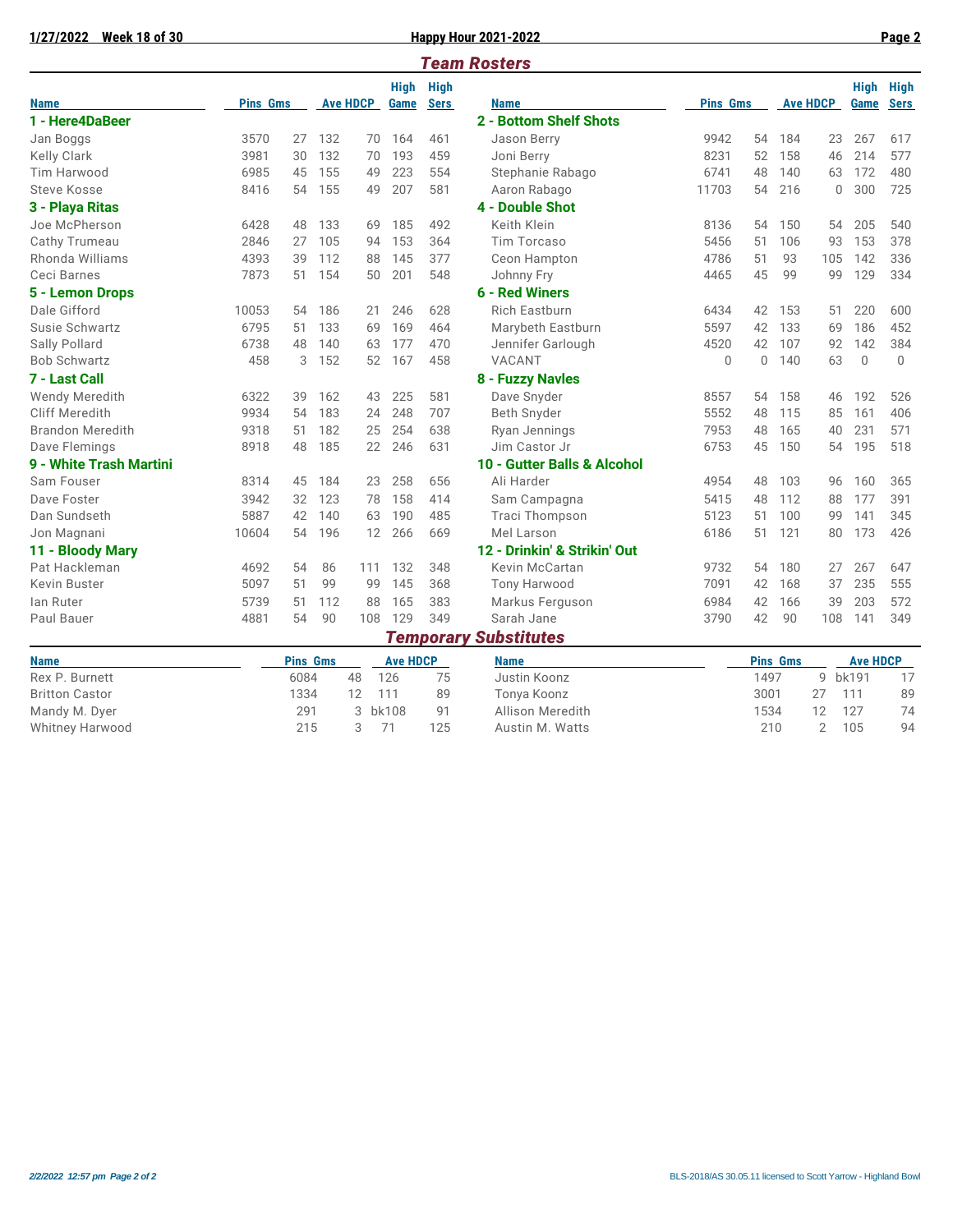## Team Rosters

| Name | Pins | Gms | Ave | HDCP | High Game | High Sers |
|---|---|---|---|---|---|---|
| **1 - Here4DaBeer** | | | | | | |
| Jan Boggs | 3570 | 27 | 132 | 70 | 164 | 461 |
| Kelly Clark | 3981 | 30 | 132 | 70 | 193 | 459 |
| Tim Harwood | 6985 | 45 | 155 | 49 | 223 | 554 |
| Steve Kosse | 8416 | 54 | 155 | 49 | 207 | 581 |
| **3 - Playa Ritas** | | | | | | |
| Joe McPherson | 6428 | 48 | 133 | 69 | 185 | 492 |
| Cathy Trumeau | 2846 | 27 | 105 | 94 | 153 | 364 |
| Rhonda Williams | 4393 | 39 | 112 | 88 | 145 | 377 |
| Ceci Barnes | 7873 | 51 | 154 | 50 | 201 | 548 |
| **5 - Lemon Drops** | | | | | | |
| Dale Gifford | 10053 | 54 | 186 | 21 | 246 | 628 |
| Susie Schwartz | 6795 | 51 | 133 | 69 | 169 | 464 |
| Sally Pollard | 6738 | 48 | 140 | 63 | 177 | 470 |
| Bob Schwartz | 458 | 3 | 152 | 52 | 167 | 458 |
| **7 - Last Call** | | | | | | |
| Wendy Meredith | 6322 | 39 | 162 | 43 | 225 | 581 |
| Cliff Meredith | 9934 | 54 | 183 | 24 | 248 | 707 |
| Brandon Meredith | 9318 | 51 | 182 | 25 | 254 | 638 |
| Dave Flemings | 8918 | 48 | 185 | 22 | 246 | 631 |
| **9 - White Trash Martini** | | | | | | |
| Sam Fouser | 8314 | 45 | 184 | 23 | 258 | 656 |
| Dave Foster | 3942 | 32 | 123 | 78 | 158 | 414 |
| Dan Sundseth | 5887 | 42 | 140 | 63 | 190 | 485 |
| Jon Magnani | 10604 | 54 | 196 | 12 | 266 | 669 |
| **11 - Bloody Mary** | | | | | | |
| Pat Hackleman | 4692 | 54 | 86 | 111 | 132 | 348 |
| Kevin Buster | 5097 | 51 | 99 | 99 | 145 | 368 |
| Ian Ruter | 5739 | 51 | 112 | 88 | 165 | 383 |
| Paul Bauer | 4881 | 54 | 90 | 108 | 129 | 349 |

| Name | Pins | Gms | Ave | HDCP | High Game | High Sers |
|---|---|---|---|---|---|---|
| **2 - Bottom Shelf Shots** | | | | | | |
| Jason Berry | 9942 | 54 | 184 | 23 | 267 | 617 |
| Joni Berry | 8231 | 52 | 158 | 46 | 214 | 577 |
| Stephanie Rabago | 6741 | 48 | 140 | 63 | 172 | 480 |
| Aaron Rabago | 11703 | 54 | 216 | 0 | 300 | 725 |
| **4 - Double Shot** | | | | | | |
| Keith Klein | 8136 | 54 | 150 | 54 | 205 | 540 |
| Tim Torcaso | 5456 | 51 | 106 | 93 | 153 | 378 |
| Ceon Hampton | 4786 | 51 | 93 | 105 | 142 | 336 |
| Johnny Fry | 4465 | 45 | 99 | 99 | 129 | 334 |
| **6 - Red Winers** | | | | | | |
| Rich Eastburn | 6434 | 42 | 153 | 51 | 220 | 600 |
| Marybeth Eastburn | 5597 | 42 | 133 | 69 | 186 | 452 |
| Jennifer Garlough | 4520 | 42 | 107 | 92 | 142 | 384 |
| VACANT | 0 | 0 | 140 | 63 | 0 | 0 |
| **8 - Fuzzy Navles** | | | | | | |
| Dave Snyder | 8557 | 54 | 158 | 46 | 192 | 526 |
| Beth Snyder | 5552 | 48 | 115 | 85 | 161 | 406 |
| Ryan Jennings | 7953 | 48 | 165 | 40 | 231 | 571 |
| Jim Castor Jr | 6753 | 45 | 150 | 54 | 195 | 518 |
| **10 - Gutter Balls & Alcohol** | | | | | | |
| Ali Harder | 4954 | 48 | 103 | 96 | 160 | 365 |
| Sam Campagna | 5415 | 48 | 112 | 88 | 177 | 391 |
| Traci Thompson | 5123 | 51 | 100 | 99 | 141 | 345 |
| Mel Larson | 6186 | 51 | 121 | 80 | 173 | 426 |
| **12 - Drinkin' & Strikin' Out** | | | | | | |
| Kevin McCartan | 9732 | 54 | 180 | 27 | 267 | 647 |
| Tony Harwood | 7091 | 42 | 168 | 37 | 235 | 555 |
| Markus Ferguson | 6984 | 42 | 166 | 39 | 203 | 572 |
| Sarah Jane | 3790 | 42 | 90 | 108 | 141 | 349 |

## Temporary Substitutes

| Name | Pins | Gms | Ave | HDCP |
|---|---|---|---|---|
| Rex P. Burnett | 6084 | 48 | 126 | 75 |
| Britton Castor | 1334 | 12 | 111 | 89 |
| Mandy M. Dyer | 291 | 3 | bk108 | 91 |
| Whitney Harwood | 215 | 3 | 71 | 125 |
| Justin Koonz | 1497 | 9 | bk191 | 17 |
| Tonya Koonz | 3001 | 27 | 111 | 89 |
| Allison Meredith | 1534 | 12 | 127 | 74 |
| Austin M. Watts | 210 | 2 | 105 | 94 |

BLS-2018/AS 30.05.11 licensed to Scott Yarrow - Highland Bowl